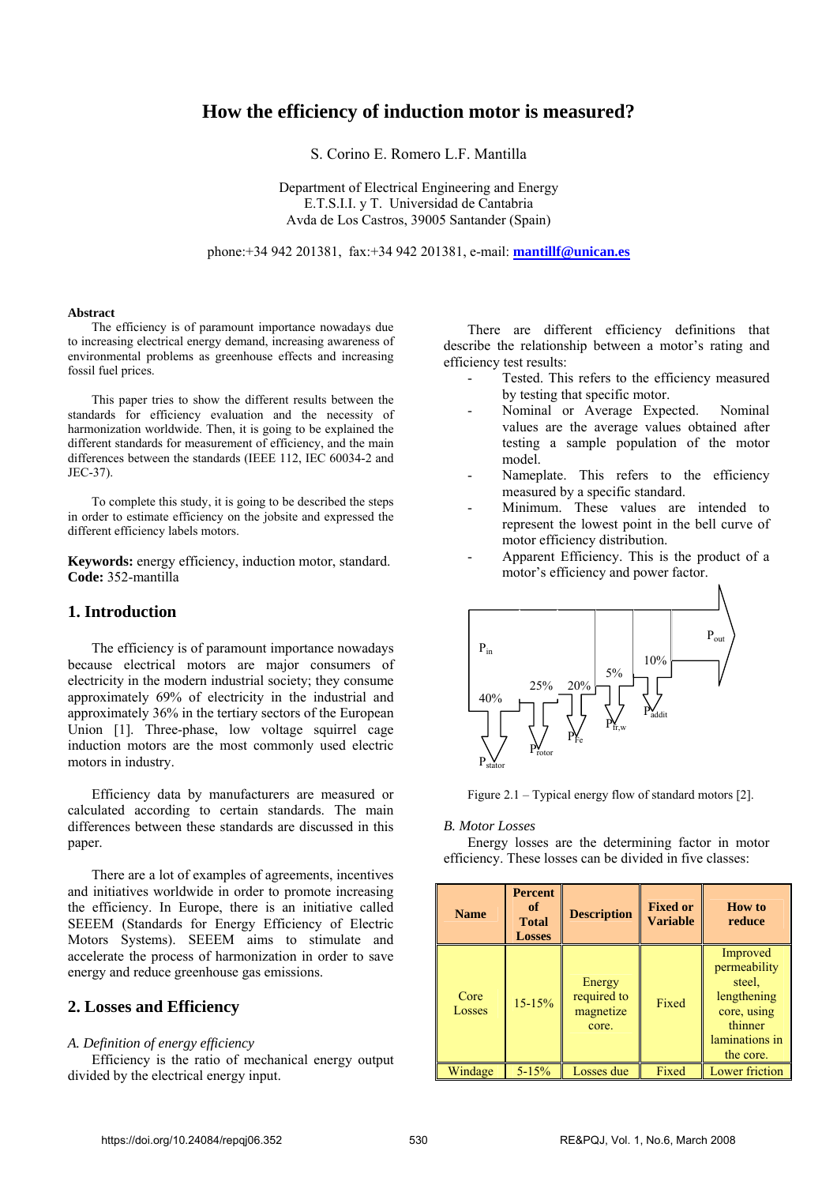# How the efficiency of induction motor is measured?

S. Corino E. Romero L.F. Mantilla

Department of Electrical Engineering and Energy
E.T.S.I.I. y T. Universidad de Cantabria
Avda de Los Castros, 39005 Santander (Spain)

phone:+34 942 201381, fax:+34 942 201381, e-mail: **mantillf@unican.es**

**Abstract**

The efficiency is of paramount importance nowadays due to increasing electrical energy demand, increasing awareness of environmental problems as greenhouse effects and increasing fossil fuel prices.

This paper tries to show the different results between the standards for efficiency evaluation and the necessity of harmonization worldwide. Then, it is going to be explained the different standards for measurement of efficiency, and the main differences between the standards (IEEE 112, IEC 60034-2 and JEC-37).

To complete this study, it is going to be described the steps in order to estimate efficiency on the jobsite and expressed the different efficiency labels motors.

**Keywords:** energy efficiency, induction motor, standard.
**Code:** 352-mantilla

## 1. Introduction

The efficiency is of paramount importance nowadays because electrical motors are major consumers of electricity in the modern industrial society; they consume approximately 69% of electricity in the industrial and approximately 36% in the tertiary sectors of the European Union [1]. Three-phase, low voltage squirrel cage induction motors are the most commonly used electric motors in industry.

Efficiency data by manufacturers are measured or calculated according to certain standards. The main differences between these standards are discussed in this paper.

There are a lot of examples of agreements, incentives and initiatives worldwide in order to promote increasing the efficiency. In Europe, there is an initiative called SEEEM (Standards for Energy Efficiency of Electric Motors Systems). SEEEM aims to stimulate and accelerate the process of harmonization in order to save energy and reduce greenhouse gas emissions.

## 2. Losses and Efficiency

*A. Definition of energy efficiency*

Efficiency is the ratio of mechanical energy output divided by the electrical energy input.

There are different efficiency definitions that describe the relationship between a motor's rating and efficiency test results:

- Tested. This refers to the efficiency measured by testing that specific motor.
- Nominal or Average Expected. Nominal values are the average values obtained after testing a sample population of the motor model.
- Nameplate. This refers to the efficiency measured by a specific standard.
- Minimum. These values are intended to represent the lowest point in the bell curve of motor efficiency distribution.
- Apparent Efficiency. This is the product of a motor's efficiency and power factor.

$P_{in}$ — 40% $P_{stator}$ — 25% $P_{rotor}$ — 20% $P_{Fe}$ — 5% $P_{fr,w}$ — 10% $P_{addit}$ — $P_{out}$

Figure 2.1 – Typical energy flow of standard motors [2].

*B. Motor Losses*

Energy losses are the determining factor in motor efficiency. These losses can be divided in five classes:

| Name | Percent of Total Losses | Description | Fixed or Variable | How to reduce |
|---|---|---|---|---|
| Core Losses | 15-15% | Energy required to magnetize core. | Fixed | Improved permeability steel, lengthening core, using thinner laminations in the core. |
| Windage | 5-15% | Losses due | Fixed | Lower friction |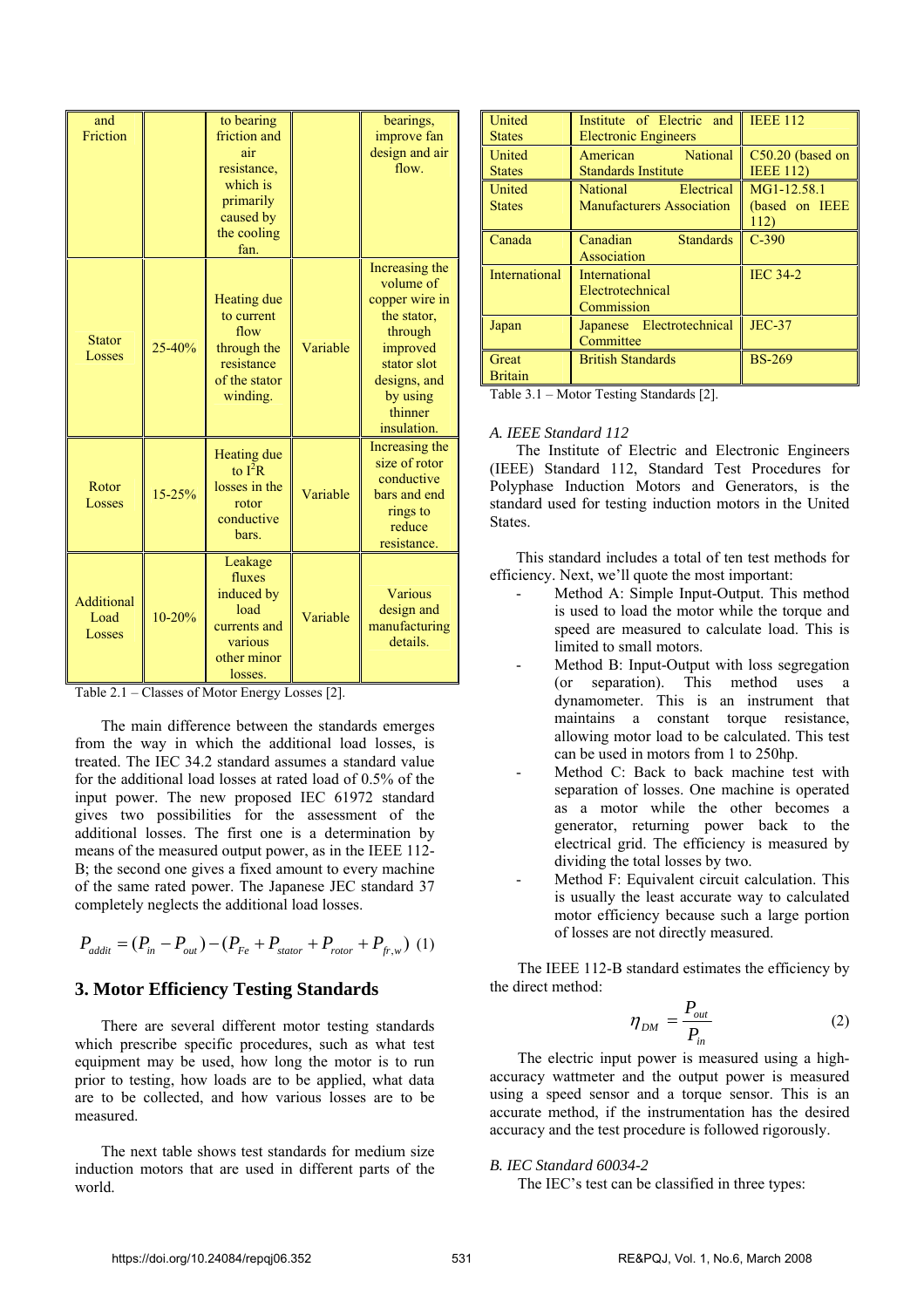| | | | | |
|---|---|---|---|---|
| and Friction | | to bearing friction and air resistance, which is primarily caused by the cooling fan. | | bearings, improve fan design and air flow. |
| Stator Losses | 25-40% | Heating due to current flow through the resistance of the stator winding. | Variable | Increasing the volume of copper wire in the stator, through improved stator slot designs, and by using thinner insulation. |
| Rotor Losses | 15-25% | Heating due to $I^2R$ losses in the rotor conductive bars. | Variable | Increasing the size of rotor conductive bars and end rings to reduce resistance. |
| Additional Load Losses | 10-20% | Leakage fluxes induced by load currents and various other minor losses. | Variable | Various design and manufacturing details. |

Table 2.1 – Classes of Motor Energy Losses [2].

The main difference between the standards emerges from the way in which the additional load losses, is treated. The IEC 34.2 standard assumes a standard value for the additional load losses at rated load of 0.5% of the input power. The new proposed IEC 61972 standard gives two possibilities for the assessment of the additional losses. The first one is a determination by means of the measured output power, as in the IEEE 112-B; the second one gives a fixed amount to every machine of the same rated power. The Japanese JEC standard 37 completely neglects the additional load losses.

$$P_{addit} = (P_{in} - P_{out}) - (P_{Fe} + P_{stator} + P_{rotor} + P_{fr,w}) \quad (1)$$

## 3. Motor Efficiency Testing Standards

There are several different motor testing standards which prescribe specific procedures, such as what test equipment may be used, how long the motor is to run prior to testing, how loads are to be applied, what data are to be collected, and how various losses are to be measured.

The next table shows test standards for medium size induction motors that are used in different parts of the world.

| | | |
|---|---|---|
| United States | Institute of Electric and Electronic Engineers | IEEE 112 |
| United States | American National Standards Institute | C50.20 (based on IEEE 112) |
| United States | National Electrical Manufacturers Association | MG1-12.58.1 (based on IEEE 112) |
| Canada | Canadian Standards Association | C-390 |
| International | International Electrotechnical Commission | IEC 34-2 |
| Japan | Japanese Electrotechnical Committee | JEC-37 |
| Great Britain | British Standards | BS-269 |

Table 3.1 – Motor Testing Standards [2].

### *A. IEEE Standard 112*

The Institute of Electric and Electronic Engineers (IEEE) Standard 112, Standard Test Procedures for Polyphase Induction Motors and Generators, is the standard used for testing induction motors in the United States.

This standard includes a total of ten test methods for efficiency. Next, we'll quote the most important:

- Method A: Simple Input-Output. This method is used to load the motor while the torque and speed are measured to calculate load. This is limited to small motors.
- Method B: Input-Output with loss segregation (or separation). This method uses a dynamometer. This is an instrument that maintains a constant torque resistance, allowing motor load to be calculated. This test can be used in motors from 1 to 250hp.
- Method C: Back to back machine test with separation of losses. One machine is operated as a motor while the other becomes a generator, returning power back to the electrical grid. The efficiency is measured by dividing the total losses by two.
- Method F: Equivalent circuit calculation. This is usually the least accurate way to calculated motor efficiency because such a large portion of losses are not directly measured.

The IEEE 112-B standard estimates the efficiency by the direct method:

$$\eta_{DM} = \frac{P_{out}}{P_{in}} \quad (2)$$

The electric input power is measured using a high-accuracy wattmeter and the output power is measured using a speed sensor and a torque sensor. This is an accurate method, if the instrumentation has the desired accuracy and the test procedure is followed rigorously.

### *B. IEC Standard 60034-2*

The IEC's test can be classified in three types: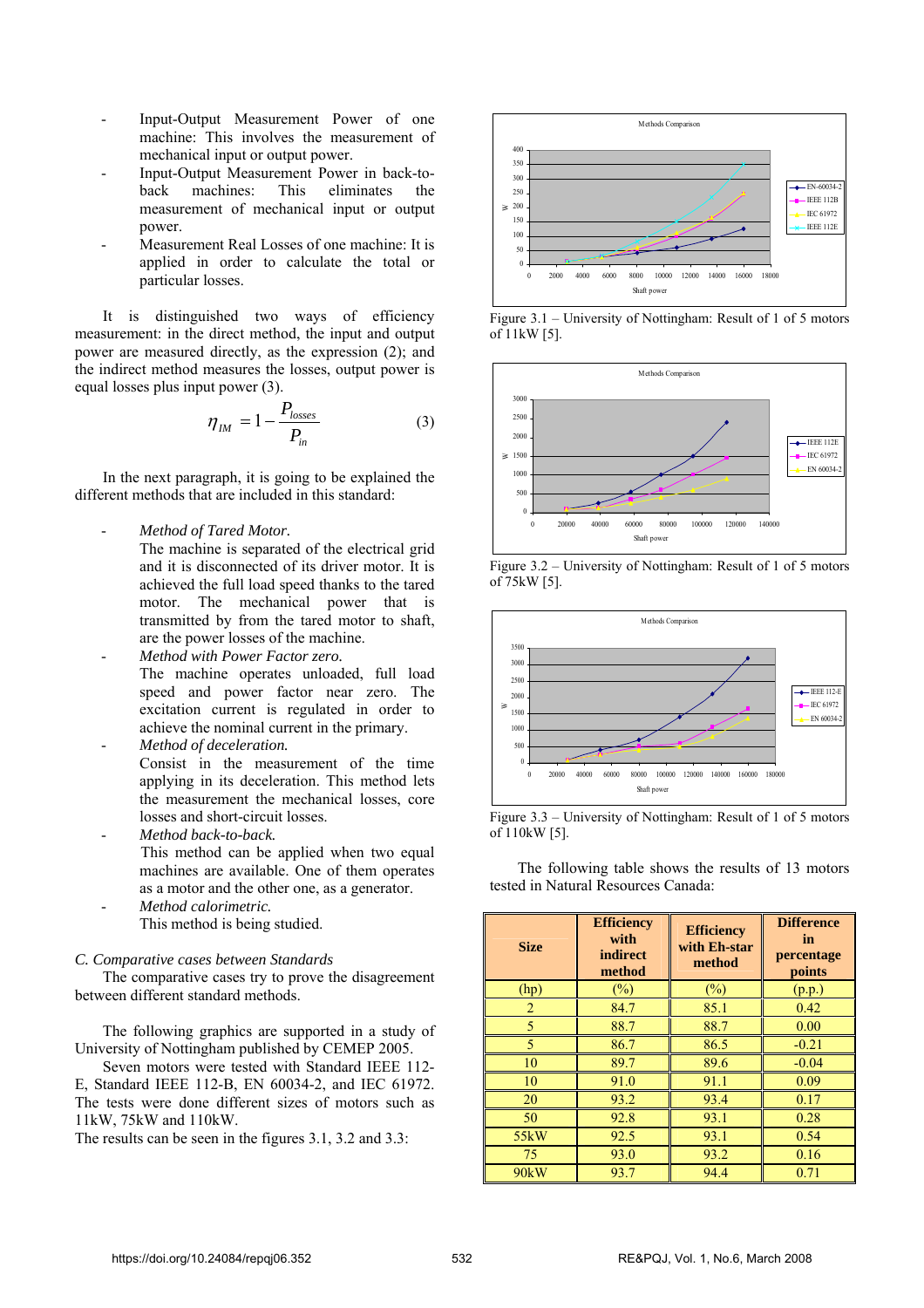- Input-Output Measurement Power of one machine: This involves the measurement of mechanical input or output power.
- Input-Output Measurement Power in back-to-back machines: This eliminates the measurement of mechanical input or output power.
- Measurement Real Losses of one machine: It is applied in order to calculate the total or particular losses.

It is distinguished two ways of efficiency measurement: in the direct method, the input and output power are measured directly, as the expression (2); and the indirect method measures the losses, output power is equal losses plus input power (3).

$$\eta_{IM} = 1 - \frac{P_{losses}}{P_{in}} \qquad (3)$$

In the next paragraph, it is going to be explained the different methods that are included in this standard:

- *Method of Tared Motor.*
  The machine is separated of the electrical grid and it is disconnected of its driver motor. It is achieved the full load speed thanks to the tared motor. The mechanical power that is transmitted by from the tared motor to shaft, are the power losses of the machine.
- *Method with Power Factor zero.*
  The machine operates unloaded, full load speed and power factor near zero. The excitation current is regulated in order to achieve the nominal current in the primary.
- *Method of deceleration.*
  Consist in the measurement of the time applying in its deceleration. This method lets the measurement the mechanical losses, core losses and short-circuit losses.
- *Method back-to-back.*
  This method can be applied when two equal machines are available. One of them operates as a motor and the other one, as a generator.
- *Method calorimetric.*
  This method is being studied.

### *C. Comparative cases between Standards*

The comparative cases try to prove the disagreement between different standard methods.

The following graphics are supported in a study of University of Nottingham published by CEMEP 2005.

Seven motors were tested with Standard IEEE 112-E, Standard IEEE 112-B, EN 60034-2, and IEC 61972. The tests were done different sizes of motors such as 11kW, 75kW and 110kW.

The results can be seen in the figures 3.1, 3.2 and 3.3:

Figure 3.1 – University of Nottingham: Result of 1 of 5 motors of 11kW [5].

Figure 3.2 – University of Nottingham: Result of 1 of 5 motors of 75kW [5].

Figure 3.3 – University of Nottingham: Result of 1 of 5 motors of 110kW [5].

The following table shows the results of 13 motors tested in Natural Resources Canada:

| Size | Efficiency with indirect method | Efficiency with Eh-star method | Difference in percentage points |
|---|---|---|---|
| (hp) | (%) | (%) | (p.p.) |
| 2 | 84.7 | 85.1 | 0.42 |
| 5 | 88.7 | 88.7 | 0.00 |
| 5 | 86.7 | 86.5 | -0.21 |
| 10 | 89.7 | 89.6 | -0.04 |
| 10 | 91.0 | 91.1 | 0.09 |
| 20 | 93.2 | 93.4 | 0.17 |
| 50 | 92.8 | 93.1 | 0.28 |
| 55kW | 92.5 | 93.1 | 0.54 |
| 75 | 93.0 | 93.2 | 0.16 |
| 90kW | 93.7 | 94.4 | 0.71 |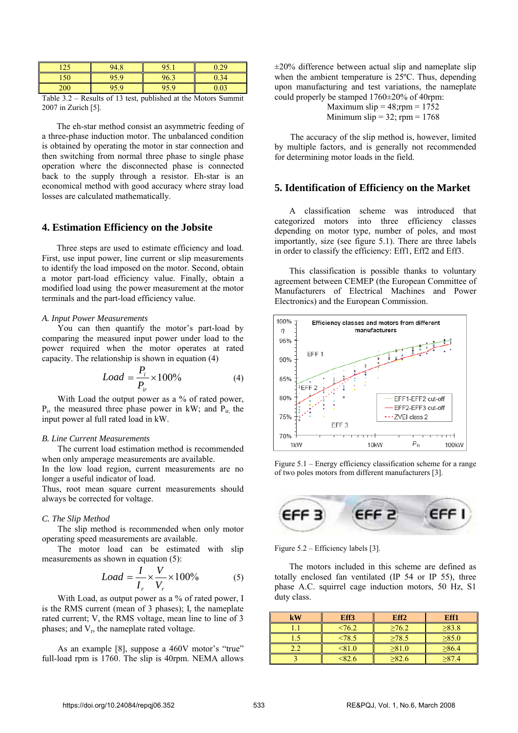| 125 | 94.8 | 95.1 | 0.29 |
|---|---|---|---|
| 150 | 95.9 | 96.3 | 0.34 |
| 200 | 95.9 | 95.9 | 0.03 |

Table 3.2 – Results of 13 test, published at the Motors Summit 2007 in Zurich [5].

The eh-star method consist an asymmetric feeding of a three-phase induction motor. The unbalanced condition is obtained by operating the motor in star connection and then switching from normal three phase to single phase operation where the disconnected phase is connected back to the supply through a resistor. Eh-star is an economical method with good accuracy where stray load losses are calculated mathematically.

## 4. Estimation Efficiency on the Jobsite

Three steps are used to estimate efficiency and load. First, use input power, line current or slip measurements to identify the load imposed on the motor. Second, obtain a motor part-load efficiency value. Finally, obtain a modified load using the power measurement at the motor terminals and the part-load efficiency value.

*A. Input Power Measurements*

You can then quantify the motor's part-load by comparing the measured input power under load to the power required when the motor operates at rated capacity. The relationship is shown in equation (4)

$$Load = \frac{P_i}{P_{ir}} \times 100\% \qquad (4)$$

With Load the output power as a % of rated power, $P_i$, the measured three phase power in kW; and $P_{ir}$, the input power al full rated load in kW.

*B. Line Current Measurements*

The current load estimation method is recommended when only amperage measurements are available.
In the low load region, current measurements are no longer a useful indicator of load.
Thus, root mean square current measurements should always be corrected for voltage.

*C. The Slip Method*

The slip method is recommended when only motor operating speed measurements are available.
The motor load can be estimated with slip measurements as shown in equation (5):

$$Load = \frac{I}{I_r} \times \frac{V}{V_r} \times 100\% \qquad (5)$$

With Load, as output power as a % of rated power, I is the RMS current (mean of 3 phases); $I_r$ the nameplate rated current; V, the RMS voltage, mean line to line of 3 phases; and $V_r$, the nameplate rated voltage.

As an example [8], suppose a 460V motor's "true" full-load rpm is 1760. The slip is 40rpm. NEMA allows ±20% difference between actual slip and nameplate slip when the ambient temperature is 25ºC. Thus, depending upon manufacturing and test variations, the nameplate could properly be stamped 1760±20% of 40rpm:

Maximum slip = 48;rpm = 1752
Minimum slip = 32; rpm = 1768

The accuracy of the slip method is, however, limited by multiple factors, and is generally not recommended for determining motor loads in the field.

## 5. Identification of Efficiency on the Market

A classification scheme was introduced that categorized motors into three efficiency classes depending on motor type, number of poles, and most importantly, size (see figure 5.1). There are three labels in order to classify the efficiency: Eff1, Eff2 and Eff3.

This classification is possible thanks to voluntary agreement between CEMEP (the European Committee of Manufacturers of Electrical Machines and Power Electronics) and the European Commission.

Figure 5.1 – Energy efficiency classification scheme for a range of two poles motors from different manufacturers [3].

Figure 5.2 – Efficiency labels [3].

The motors included in this scheme are defined as totally enclosed fan ventilated (IP 54 or IP 55), three phase A.C. squirrel cage induction motors, 50 Hz, S1 duty class.

| kW | Eff3 | Eff2 | Eff1 |
|---|---|---|---|
| 1.1 | <76.2 | ≥76.2 | ≥83.8 |
| 1.5 | <78.5 | ≥78.5 | ≥85.0 |
| 2.2 | <81.0 | ≥81.0 | ≥86.4 |
| 3 | <82.6 | ≥82.6 | ≥87.4 |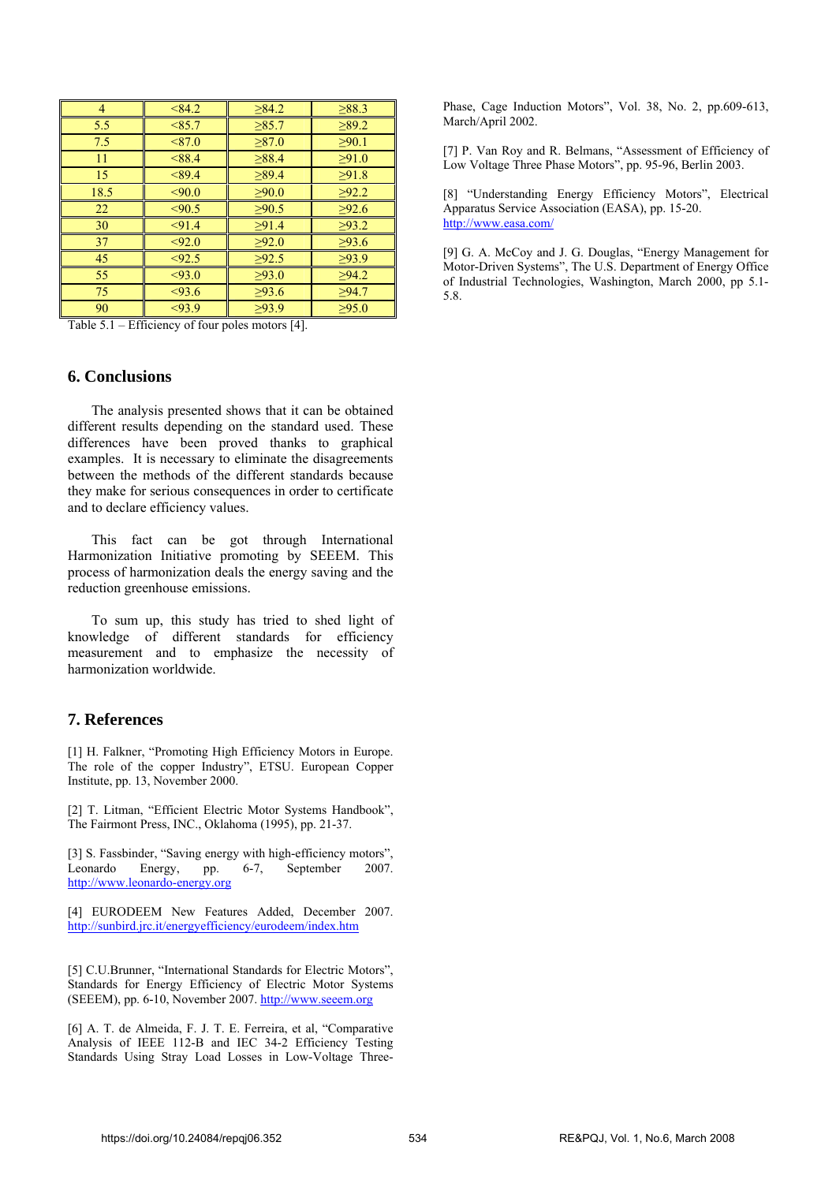| | | | |
|---|---|---|---|
| 4 | <84.2 | ≥84.2 | ≥88.3 |
| 5.5 | <85.7 | ≥85.7 | ≥89.2 |
| 7.5 | <87.0 | ≥87.0 | ≥90.1 |
| 11 | <88.4 | ≥88.4 | ≥91.0 |
| 15 | <89.4 | ≥89.4 | ≥91.8 |
| 18.5 | <90.0 | ≥90.0 | ≥92.2 |
| 22 | <90.5 | ≥90.5 | ≥92.6 |
| 30 | <91.4 | ≥91.4 | ≥93.2 |
| 37 | <92.0 | ≥92.0 | ≥93.6 |
| 45 | <92.5 | ≥92.5 | ≥93.9 |
| 55 | <93.0 | ≥93.0 | ≥94.2 |
| 75 | <93.6 | ≥93.6 | ≥94.7 |
| 90 | <93.9 | ≥93.9 | ≥95.0 |

Table 5.1 – Efficiency of four poles motors [4].

## 6. Conclusions

The analysis presented shows that it can be obtained different results depending on the standard used. These differences have been proved thanks to graphical examples. It is necessary to eliminate the disagreements between the methods of the different standards because they make for serious consequences in order to certificate and to declare efficiency values.

This fact can be got through International Harmonization Initiative promoting by SEEEM. This process of harmonization deals the energy saving and the reduction greenhouse emissions.

To sum up, this study has tried to shed light of knowledge of different standards for efficiency measurement and to emphasize the necessity of harmonization worldwide.

## 7. References

[1] H. Falkner, "Promoting High Efficiency Motors in Europe. The role of the copper Industry", ETSU. European Copper Institute, pp. 13, November 2000.

[2] T. Litman, "Efficient Electric Motor Systems Handbook", The Fairmont Press, INC., Oklahoma (1995), pp. 21-37.

[3] S. Fassbinder, "Saving energy with high-efficiency motors", Leonardo Energy, pp. 6-7, September 2007. http://www.leonardo-energy.org

[4] EURODEEM New Features Added, December 2007. http://sunbird.jrc.it/energyefficiency/eurodeem/index.htm

[5] C.U.Brunner, "International Standards for Electric Motors", Standards for Energy Efficiency of Electric Motor Systems (SEEEM), pp. 6-10, November 2007. http://www.seeem.org

[6] A. T. de Almeida, F. J. T. E. Ferreira, et al, "Comparative Analysis of IEEE 112-B and IEC 34-2 Efficiency Testing Standards Using Stray Load Losses in Low-Voltage Three-Phase, Cage Induction Motors", Vol. 38, No. 2, pp.609-613, March/April 2002.

[7] P. Van Roy and R. Belmans, "Assessment of Efficiency of Low Voltage Three Phase Motors", pp. 95-96, Berlin 2003.

[8] "Understanding Energy Efficiency Motors", Electrical Apparatus Service Association (EASA), pp. 15-20. http://www.easa.com/

[9] G. A. McCoy and J. G. Douglas, "Energy Management for Motor-Driven Systems", The U.S. Department of Energy Office of Industrial Technologies, Washington, March 2000, pp 5.1-5.8.